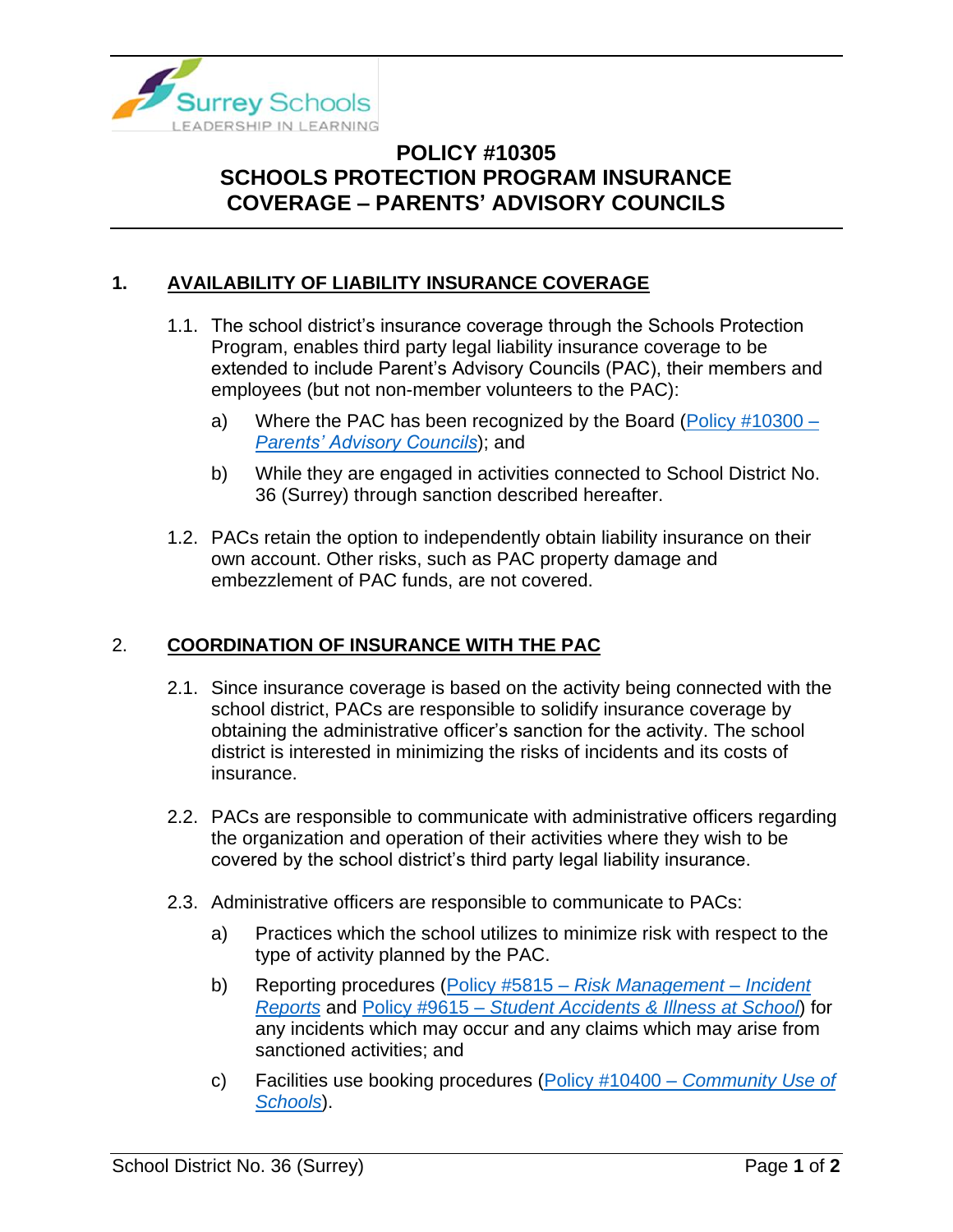# POLICY #10305
# SCHOOLS PROTECTION PROGRAM INSURANCE COVERAGE – PARENTS' ADVISORY COUNCILS

## 1. AVAILABILITY OF LIABILITY INSURANCE COVERAGE

1.1. The school district's insurance coverage through the Schools Protection Program, enables third party legal liability insurance coverage to be extended to include Parent's Advisory Councils (PAC), their members and employees (but not non-member volunteers to the PAC):

   a) Where the PAC has been recognized by the Board (Policy #10300 – *Parents' Advisory Councils*); and

   b) While they are engaged in activities connected to School District No. 36 (Surrey) through sanction described hereafter.

1.2. PACs retain the option to independently obtain liability insurance on their own account. Other risks, such as PAC property damage and embezzlement of PAC funds, are not covered.

## 2. COORDINATION OF INSURANCE WITH THE PAC

2.1. Since insurance coverage is based on the activity being connected with the school district, PACs are responsible to solidify insurance coverage by obtaining the administrative officer's sanction for the activity. The school district is interested in minimizing the risks of incidents and its costs of insurance.

2.2. PACs are responsible to communicate with administrative officers regarding the organization and operation of their activities where they wish to be covered by the school district's third party legal liability insurance.

2.3. Administrative officers are responsible to communicate to PACs:

   a) Practices which the school utilizes to minimize risk with respect to the type of activity planned by the PAC.

   b) Reporting procedures (Policy #5815 – *Risk Management – Incident Reports* and Policy #9615 – *Student Accidents & Illness at School*) for any incidents which may occur and any claims which may arise from sanctioned activities; and

   c) Facilities use booking procedures (Policy #10400 – *Community Use of Schools*).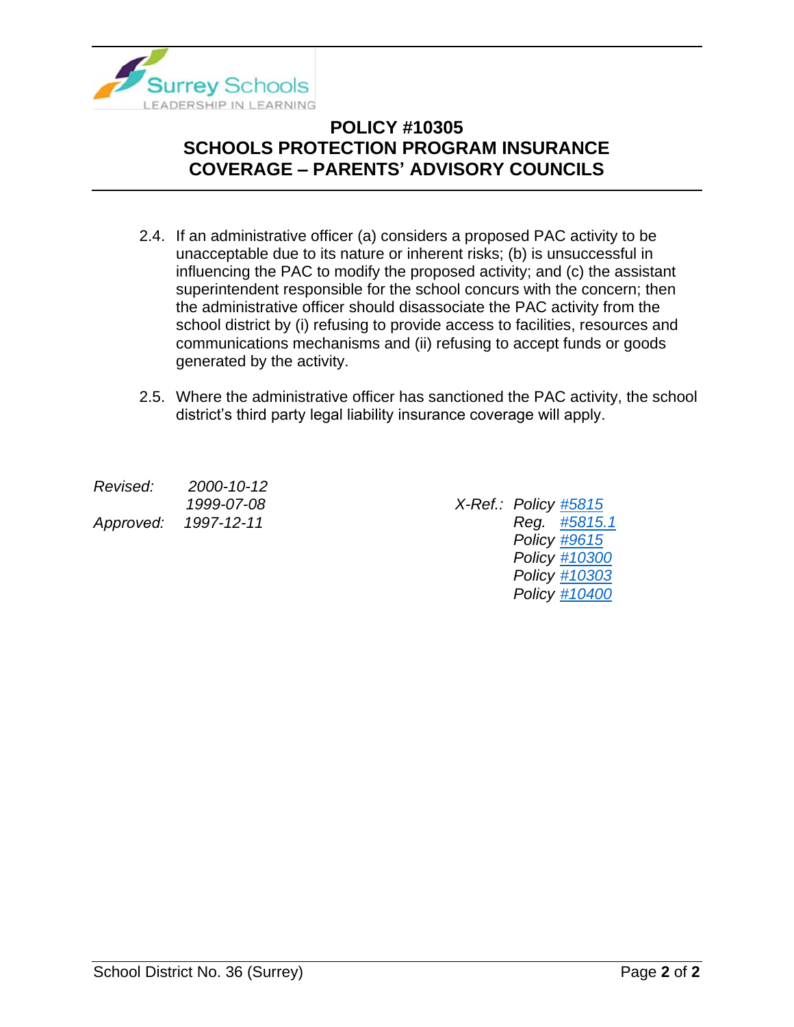# POLICY #10305
# SCHOOLS PROTECTION PROGRAM INSURANCE COVERAGE – PARENTS' ADVISORY COUNCILS

2.4. If an administrative officer (a) considers a proposed PAC activity to be unacceptable due to its nature or inherent risks; (b) is unsuccessful in influencing the PAC to modify the proposed activity; and (c) the assistant superintendent responsible for the school concurs with the concern; then the administrative officer should disassociate the PAC activity from the school district by (i) refusing to provide access to facilities, resources and communications mechanisms and (ii) refusing to accept funds or goods generated by the activity.

2.5. Where the administrative officer has sanctioned the PAC activity, the school district's third party legal liability insurance coverage will apply.

*Revised:* *2000-10-12*
*1999-07-08*
*Approved:* *1997-12-11*

*X-Ref.:* *Policy #5815*
*Reg. #5815.1*
*Policy #9615*
*Policy #10300*
*Policy #10303*
*Policy #10400*